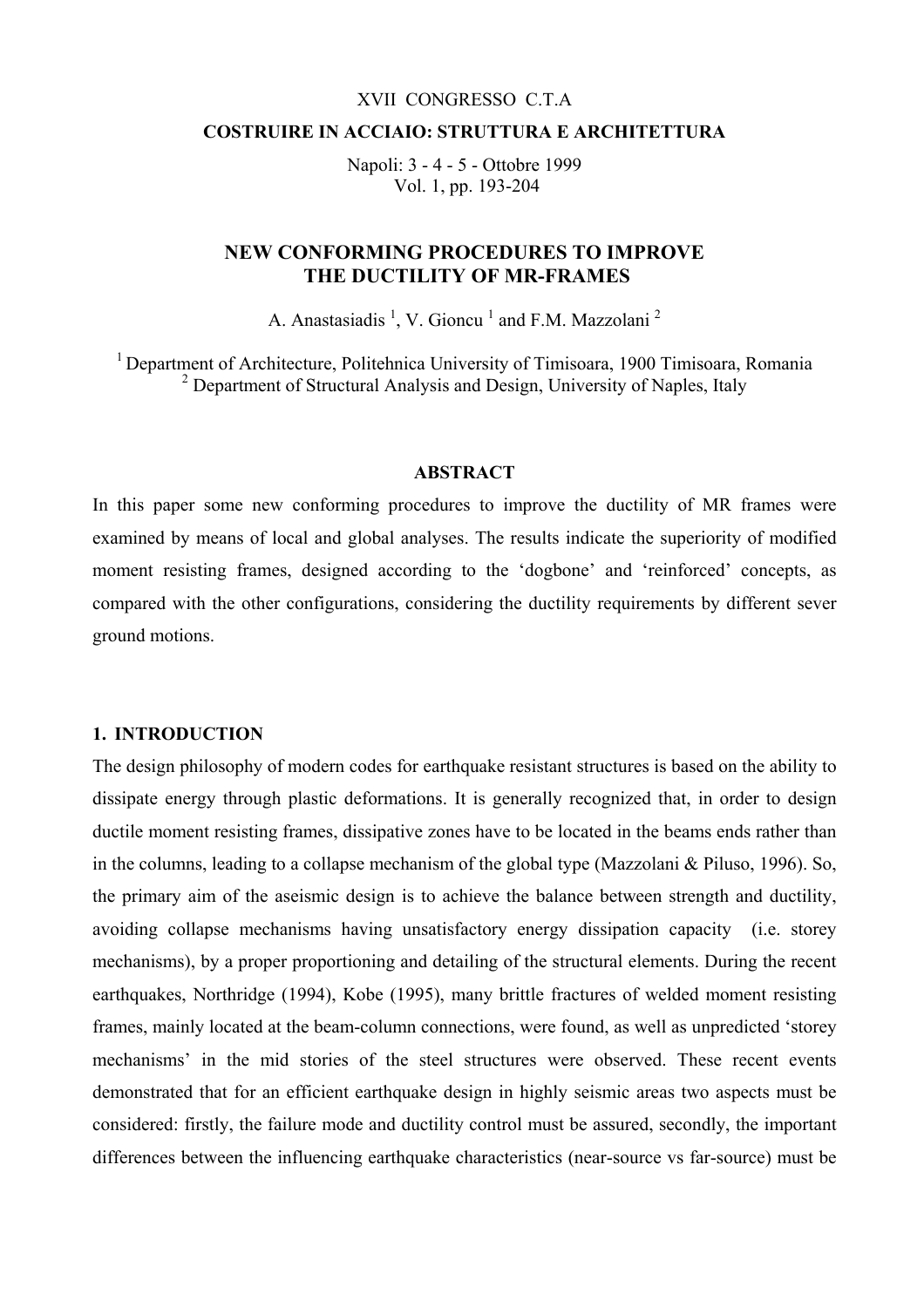XVII CONGRESSO C.T.A

**COSTRUIRE IN ACCIAIO: STRUTTURA E ARCHITETTURA**

Napoli: 3 - 4 - 5 - Ottobre 1999
Vol. 1, pp. 193-204

# NEW CONFORMING PROCEDURES TO IMPROVE THE DUCTILITY OF MR-FRAMES

A. Anastasiadis [1], V. Gioncu [1] and F.M. Mazzolani [2]

[1] Department of Architecture, Politehnica University of Timisoara, 1900 Timisoara, Romania
[2] Department of Structural Analysis and Design, University of Naples, Italy

## ABSTRACT

In this paper some new conforming procedures to improve the ductility of MR frames were examined by means of local and global analyses. The results indicate the superiority of modified moment resisting frames, designed according to the 'dogbone' and 'reinforced' concepts, as compared with the other configurations, considering the ductility requirements by different sever ground motions.

## 1. INTRODUCTION

The design philosophy of modern codes for earthquake resistant structures is based on the ability to dissipate energy through plastic deformations. It is generally recognized that, in order to design ductile moment resisting frames, dissipative zones have to be located in the beams ends rather than in the columns, leading to a collapse mechanism of the global type (Mazzolani & Piluso, 1996). So, the primary aim of the aseismic design is to achieve the balance between strength and ductility, avoiding collapse mechanisms having unsatisfactory energy dissipation capacity (i.e. storey mechanisms), by a proper proportioning and detailing of the structural elements. During the recent earthquakes, Northridge (1994), Kobe (1995), many brittle fractures of welded moment resisting frames, mainly located at the beam-column connections, were found, as well as unpredicted 'storey mechanisms' in the mid stories of the steel structures were observed. These recent events demonstrated that for an efficient earthquake design in highly seismic areas two aspects must be considered: firstly, the failure mode and ductility control must be assured, secondly, the important differences between the influencing earthquake characteristics (near-source vs far-source) must be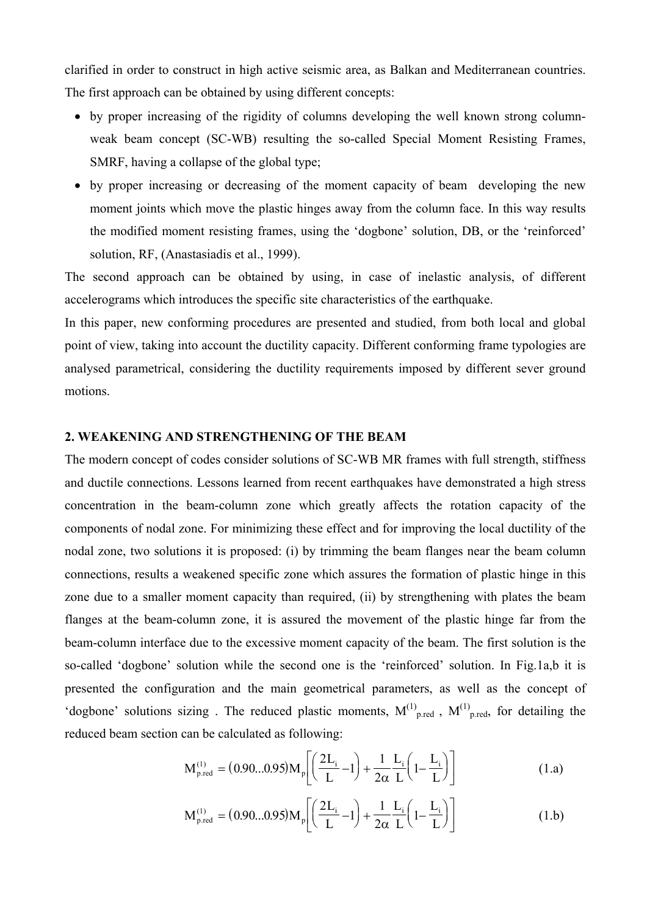clarified in order to construct in high active seismic area, as Balkan and Mediterranean countries. The first approach can be obtained by using different concepts:

- by proper increasing of the rigidity of columns developing the well known strong column-weak beam concept (SC-WB) resulting the so-called Special Moment Resisting Frames, SMRF, having a collapse of the global type;
- by proper increasing or decreasing of the moment capacity of beam developing the new moment joints which move the plastic hinges away from the column face. In this way results the modified moment resisting frames, using the 'dogbone' solution, DB, or the 'reinforced' solution, RF, (Anastasiadis et al., 1999).

The second approach can be obtained by using, in case of inelastic analysis, of different accelerograms which introduces the specific site characteristics of the earthquake.

In this paper, new conforming procedures are presented and studied, from both local and global point of view, taking into account the ductility capacity. Different conforming frame typologies are analysed parametrical, considering the ductility requirements imposed by different sever ground motions.

## 2. WEAKENING AND STRENGTHENING OF THE BEAM

The modern concept of codes consider solutions of SC-WB MR frames with full strength, stiffness and ductile connections. Lessons learned from recent earthquakes have demonstrated a high stress concentration in the beam-column zone which greatly affects the rotation capacity of the components of nodal zone. For minimizing these effect and for improving the local ductility of the nodal zone, two solutions it is proposed: (i) by trimming the beam flanges near the beam column connections, results a weakened specific zone which assures the formation of plastic hinge in this zone due to a smaller moment capacity than required, (ii) by strengthening with plates the beam flanges at the beam-column zone, it is assured the movement of the plastic hinge far from the beam-column interface due to the excessive moment capacity of the beam. The first solution is the so-called 'dogbone' solution while the second one is the 'reinforced' solution. In Fig.1a,b it is presented the configuration and the main geometrical parameters, as well as the concept of 'dogbone' solutions sizing . The reduced plastic moments, $M^{(1)}_{p.red}$ , $M^{(1)}_{p.red}$, for detailing the reduced beam section can be calculated as following:

$$M^{(1)}_{p.red} = \left(0.90...0.95\right)M_p\left[\left(\frac{2L_i}{L} - 1\right) + \frac{1}{2\alpha}\frac{L_i}{L}\left(1 - \frac{L_i}{L}\right)\right] \tag{1.a}$$

$$M^{(1)}_{p.red} = \left(0.90...0.95\right)M_p\left[\left(\frac{2L_i}{L} - 1\right) + \frac{1}{2\alpha}\frac{L_i}{L}\left(1 - \frac{L_i}{L}\right)\right] \tag{1.b}$$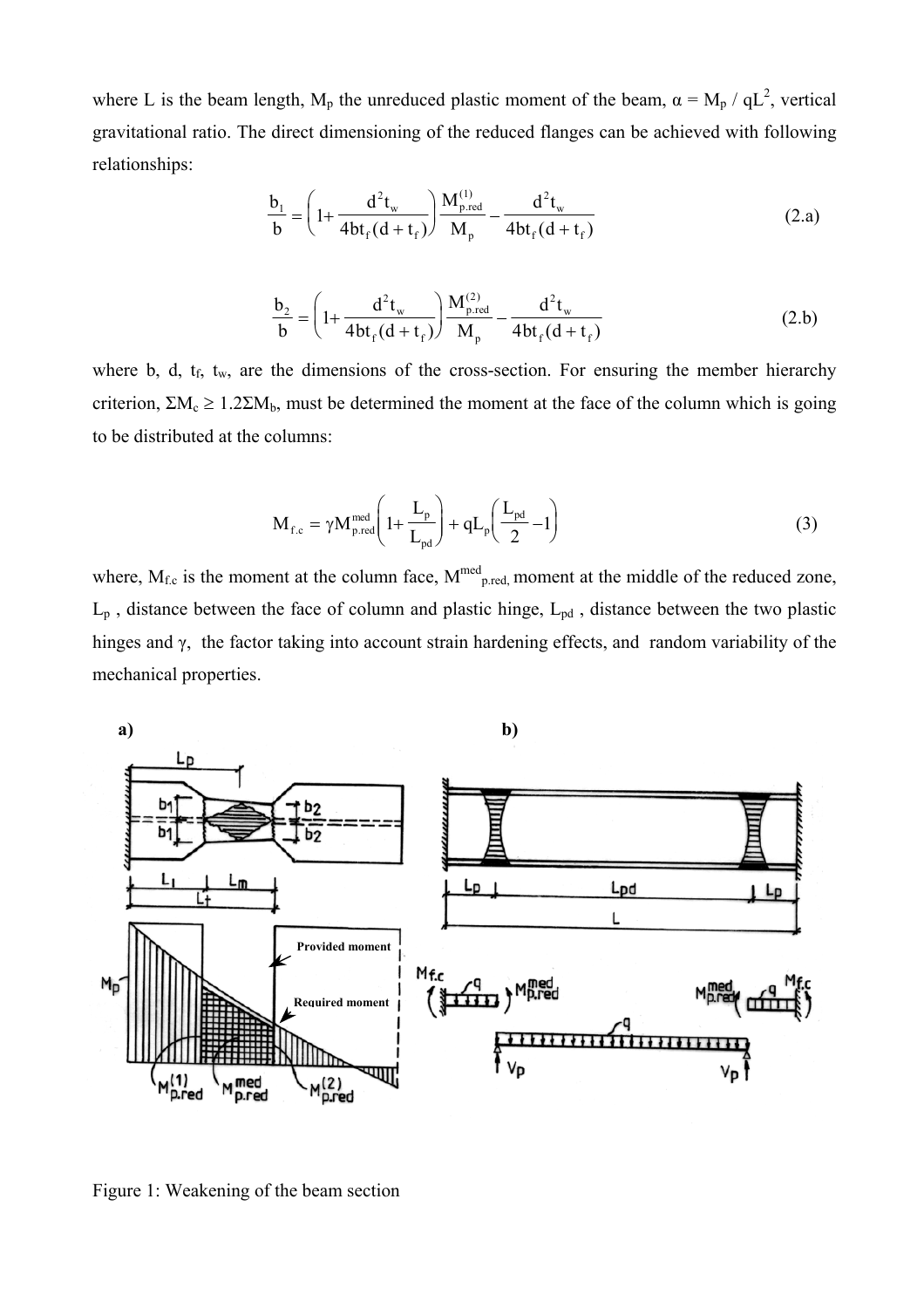where L is the beam length, $M_p$ the unreduced plastic moment of the beam, $\alpha = M_p / qL^2$, vertical gravitational ratio. The direct dimensioning of the reduced flanges can be achieved with following relationships:

$$\frac{b_1}{b} = \left(1 + \frac{d^2 t_w}{4bt_f(d+t_f)}\right)\frac{M_{p.red}^{(1)}}{M_p} - \frac{d^2 t_w}{4bt_f(d+t_f)} \tag{2.a}$$

$$\frac{b_2}{b} = \left(1 + \frac{d^2 t_w}{4bt_f(d+t_f)}\right)\frac{M_{p.red}^{(2)}}{M_p} - \frac{d^2 t_w}{4bt_f(d+t_f)} \tag{2.b}$$

where b, d, $t_f$, $t_w$, are the dimensions of the cross-section. For ensuring the member hierarchy criterion, $\Sigma M_c \geq 1.2\Sigma M_b$, must be determined the moment at the face of the column which is going to be distributed at the columns:

$$M_{f.c} = \gamma M_{p.red}^{med}\left(1 + \frac{L_p}{L_{pd}}\right) + qL_p\left(\frac{L_{pd}}{2} - 1\right) \tag{3}$$

where, $M_{f.c}$ is the moment at the column face, $M^{med}_{p.red}$, moment at the middle of the reduced zone, $L_p$ , distance between the face of column and plastic hinge, $L_{pd}$ , distance between the two plastic hinges and $\gamma$, the factor taking into account strain hardening effects, and random variability of the mechanical properties.

Figure 1: Weakening of the beam section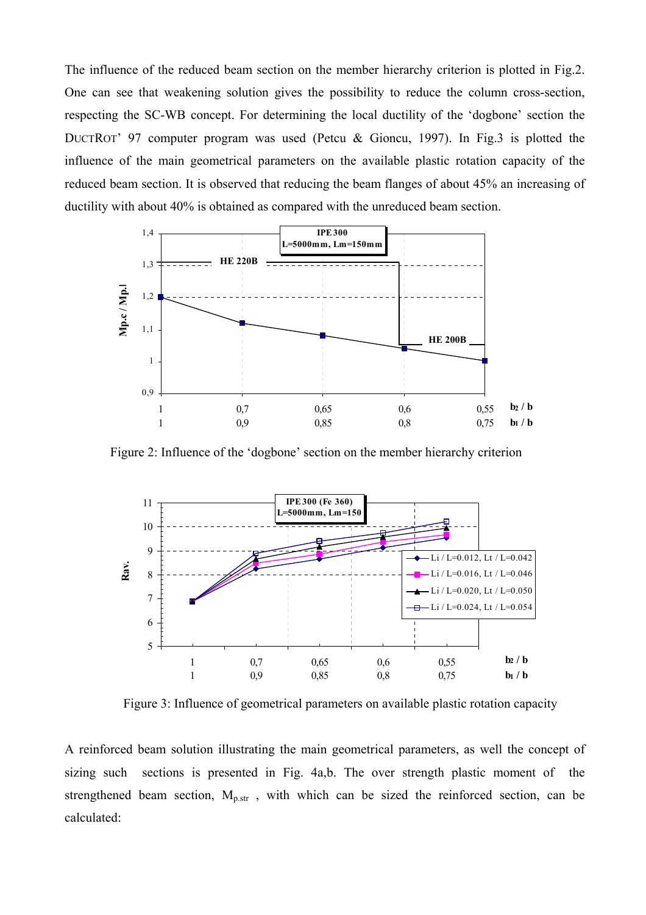The influence of the reduced beam section on the member hierarchy criterion is plotted in Fig.2. One can see that weakening solution gives the possibility to reduce the column cross-section, respecting the SC-WB concept. For determining the local ductility of the 'dogbone' section the DUCTROT' 97 computer program was used (Petcu & Gioncu, 1997). In Fig.3 is plotted the influence of the main geometrical parameters on the available plastic rotation capacity of the reduced beam section. It is observed that reducing the beam flanges of about 45% an increasing of ductility with about 40% is obtained as compared with the unreduced beam section.

Figure 2: Influence of the 'dogbone' section on the member hierarchy criterion

Figure 3: Influence of geometrical parameters on available plastic rotation capacity

A reinforced beam solution illustrating the main geometrical parameters, as well the concept of sizing such sections is presented in Fig. 4a,b. The over strength plastic moment of the strengthened beam section, $M_{p.str}$ , with which can be sized the reinforced section, can be calculated: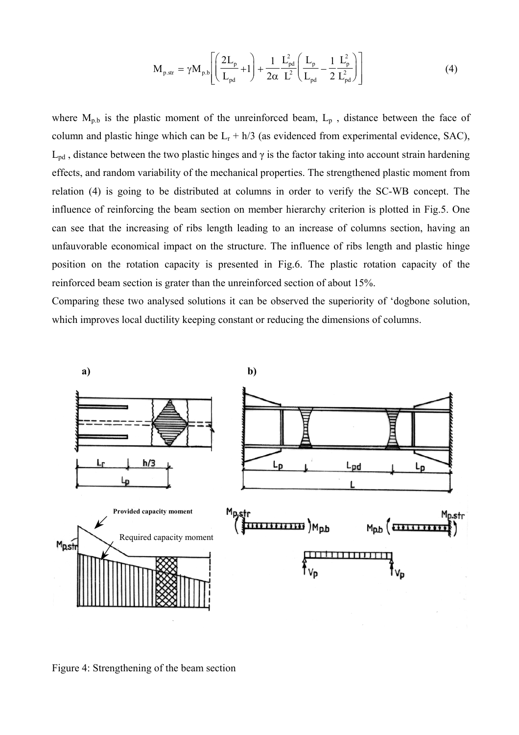$$M_{p.str} = \gamma M_{p.b}\left[\left(\frac{2L_p}{L_{pd}}+1\right)+\frac{1}{2\alpha}\frac{L_{pd}^2}{L^2}\left(\frac{L_p}{L_{pd}}-\frac{1}{2}\frac{L_p^2}{L_{pd}^2}\right)\right] \tag{4}$$

where $M_{p.b}$ is the plastic moment of the unreinforced beam, $L_p$ , distance between the face of column and plastic hinge which can be $L_r + h/3$ (as evidenced from experimental evidence, SAC), $L_{pd}$ , distance between the two plastic hinges and $\gamma$ is the factor taking into account strain hardening effects, and random variability of the mechanical properties. The strengthened plastic moment from relation (4) is going to be distributed at columns in order to verify the SC-WB concept. The influence of reinforcing the beam section on member hierarchy criterion is plotted in Fig.5. One can see that the increasing of ribs length leading to an increase of columns section, having an unfauvorable economical impact on the structure. The influence of ribs length and plastic hinge position on the rotation capacity is presented in Fig.6. The plastic rotation capacity of the reinforced beam section is grater than the unreinforced section of about 15%.

Comparing these two analysed solutions it can be observed the superiority of 'dogbone solution, which improves local ductility keeping constant or reducing the dimensions of columns.

Figure 4: Strengthening of the beam section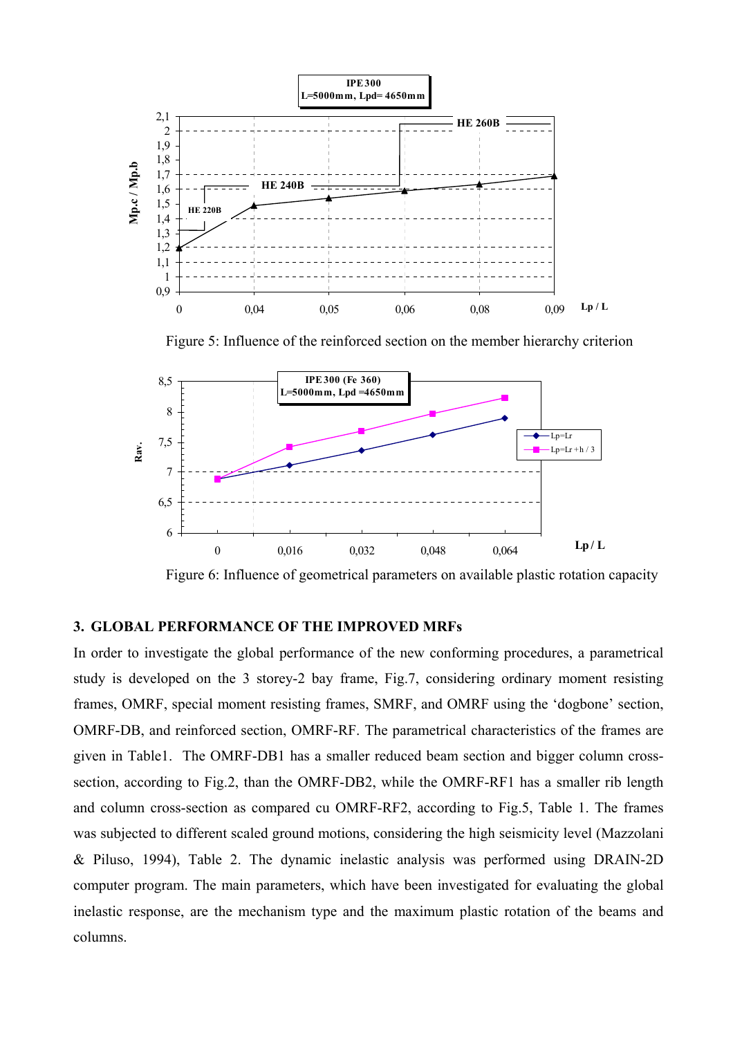Figure 5: Influence of the reinforced section on the member hierarchy criterion

Figure 6: Influence of geometrical parameters on available plastic rotation capacity

## 3. GLOBAL PERFORMANCE OF THE IMPROVED MRFs

In order to investigate the global performance of the new conforming procedures, a parametrical study is developed on the 3 storey-2 bay frame, Fig.7, considering ordinary moment resisting frames, OMRF, special moment resisting frames, SMRF, and OMRF using the 'dogbone' section, OMRF-DB, and reinforced section, OMRF-RF. The parametrical characteristics of the frames are given in Table1. The OMRF-DB1 has a smaller reduced beam section and bigger column cross-section, according to Fig.2, than the OMRF-DB2, while the OMRF-RF1 has a smaller rib length and column cross-section as compared cu OMRF-RF2, according to Fig.5, Table 1. The frames was subjected to different scaled ground motions, considering the high seismicity level (Mazzolani & Piluso, 1994), Table 2. The dynamic inelastic analysis was performed using DRAIN-2D computer program. The main parameters, which have been investigated for evaluating the global inelastic response, are the mechanism type and the maximum plastic rotation of the beams and columns.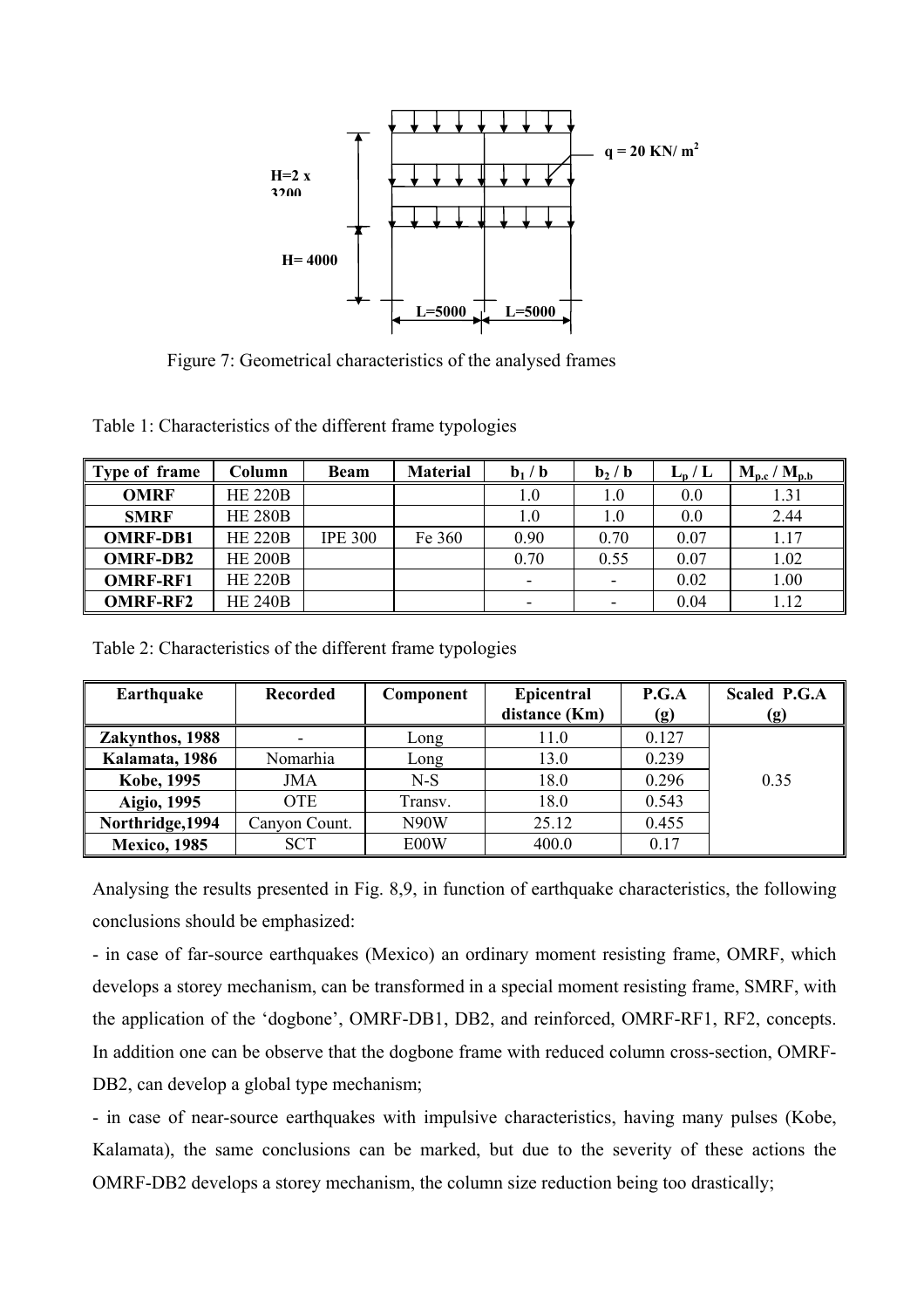Figure 7: Geometrical characteristics of the analysed frames

Table 1: Characteristics of the different frame typologies

| Type of frame | Column | Beam | Material | $b_1 / b$ | $b_2 / b$ | $L_p / L$ | $M_{p.c} / M_{p.b}$ |
|---|---|---|---|---|---|---|---|
| **OMRF** | HE 220B | | | 1.0 | 1.0 | 0.0 | 1.31 |
| **SMRF** | HE 280B | | | 1.0 | 1.0 | 0.0 | 2.44 |
| **OMRF-DB1** | HE 220B | IPE 300 | Fe 360 | 0.90 | 0.70 | 0.07 | 1.17 |
| **OMRF-DB2** | HE 200B | | | 0.70 | 0.55 | 0.07 | 1.02 |
| **OMRF-RF1** | HE 220B | | | - | - | 0.02 | 1.00 |
| **OMRF-RF2** | HE 240B | | | - | - | 0.04 | 1.12 |

Table 2: Characteristics of the different frame typologies

| Earthquake | Recorded | Component | Epicentral distance (Km) | P.G.A (g) | Scaled P.G.A (g) |
|---|---|---|---|---|---|
| **Zakynthos, 1988** | - | Long | 11.0 | 0.127 | |
| **Kalamata, 1986** | Nomarhia | Long | 13.0 | 0.239 | |
| **Kobe, 1995** | JMA | N-S | 18.0 | 0.296 | 0.35 |
| **Aigio, 1995** | OTE | Transv. | 18.0 | 0.543 | |
| **Northridge,1994** | Canyon Count. | N90W | 25.12 | 0.455 | |
| **Mexico, 1985** | SCT | E00W | 400.0 | 0.17 | |

Analysing the results presented in Fig. 8,9, in function of earthquake characteristics, the following conclusions should be emphasized:

- in case of far-source earthquakes (Mexico) an ordinary moment resisting frame, OMRF, which develops a storey mechanism, can be transformed in a special moment resisting frame, SMRF, with the application of the 'dogbone', OMRF-DB1, DB2, and reinforced, OMRF-RF1, RF2, concepts. In addition one can be observe that the dogbone frame with reduced column cross-section, OMRF-DB2, can develop a global type mechanism;
- in case of near-source earthquakes with impulsive characteristics, having many pulses (Kobe, Kalamata), the same conclusions can be marked, but due to the severity of these actions the OMRF-DB2 develops a storey mechanism, the column size reduction being too drastically;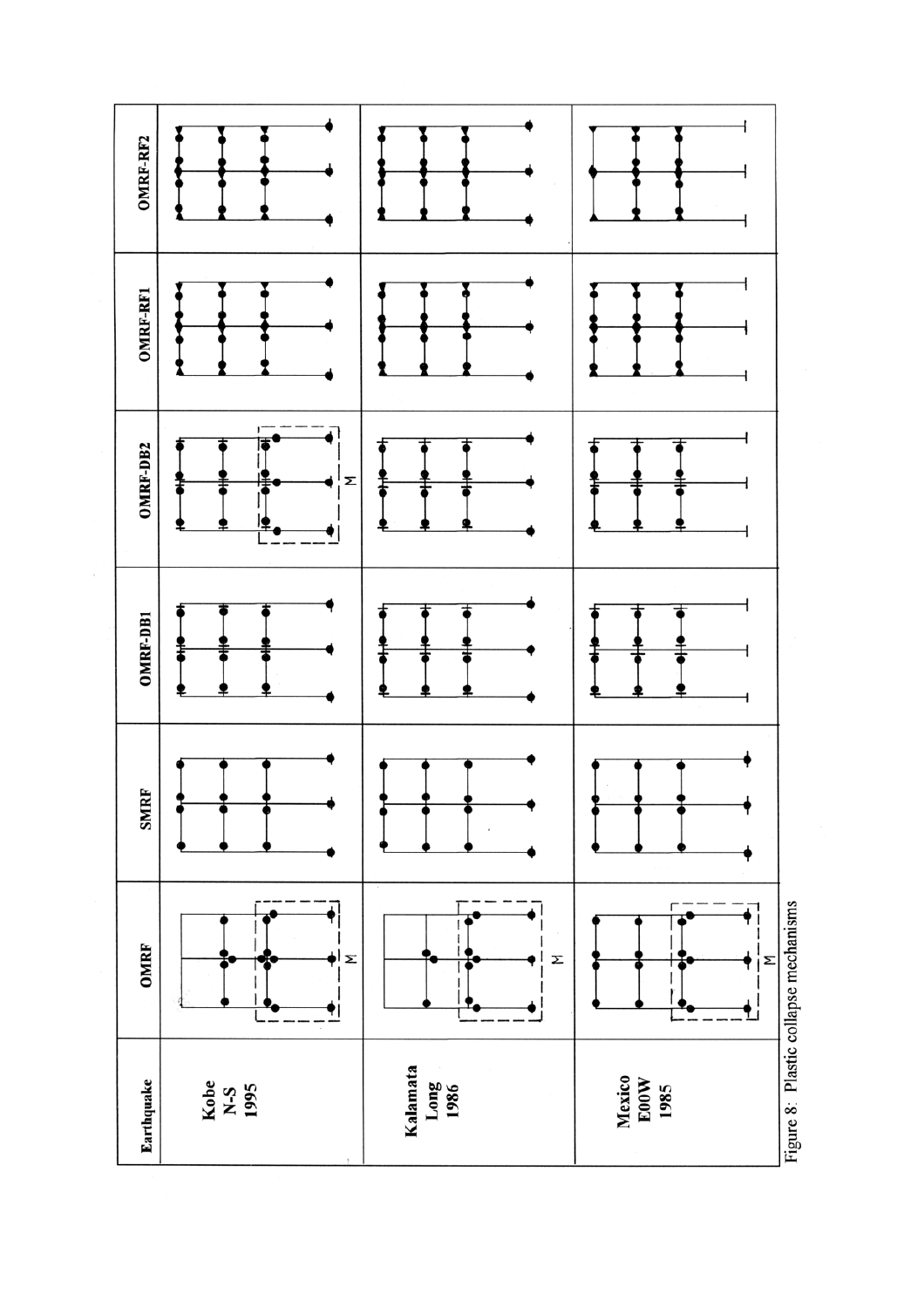| Earthquake | OMRF | SMRF | OMRF-DB1 | OMRF-DB2 | OMRF-RF1 | OMRF-RF2 |
|---|---|---|---|---|---|---|
| Kobe N-S 1995 | M | | | M | | |
| Kalamata Long 1986 | M | | | | | |
| Mexico E00W 1985 | M | | | | | |

Figure 8: Plastic collapse mechanisms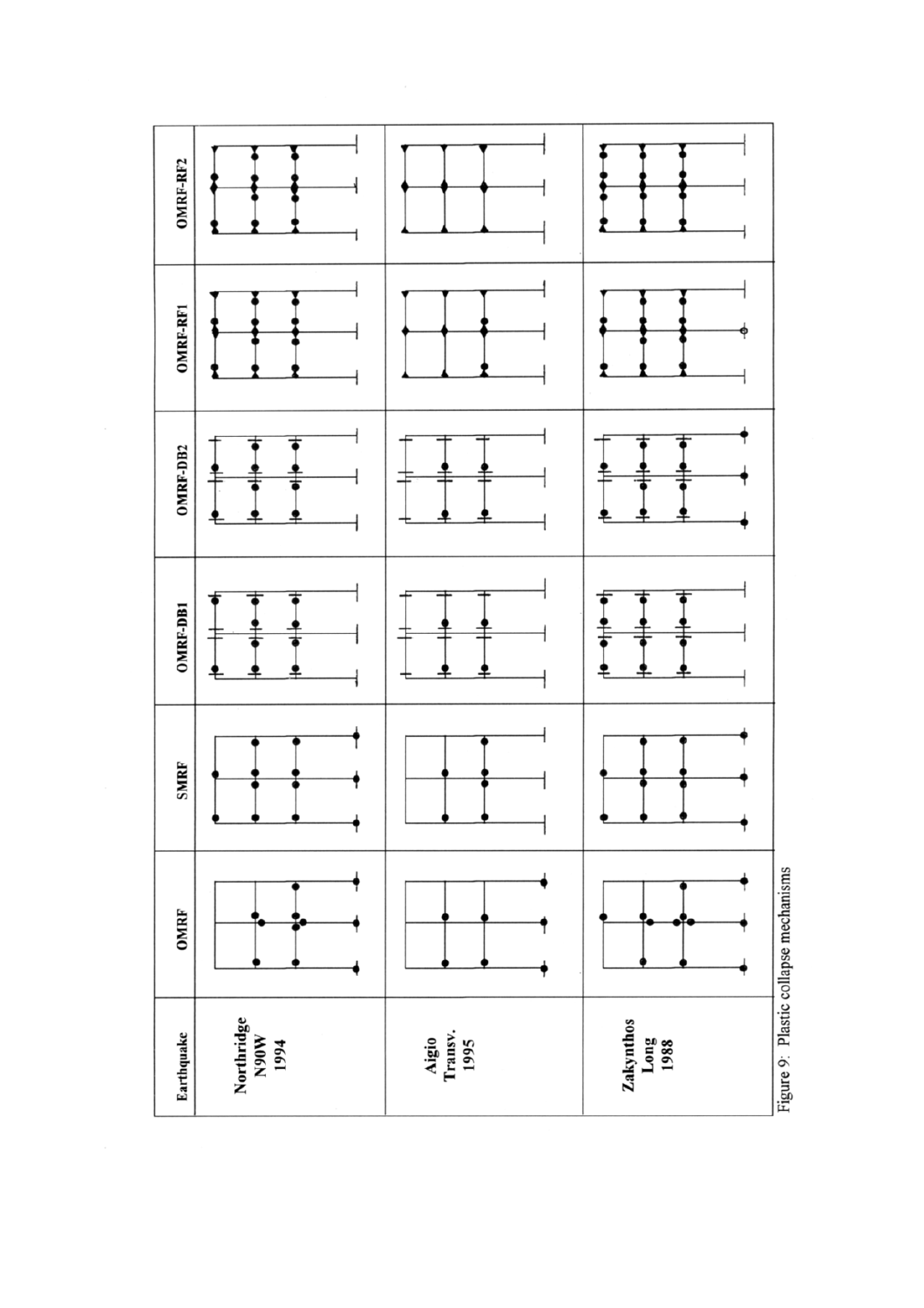| Earthquake | OMRF | SMRF | OMRF-DB1 | OMRF-DB2 | OMRF-RF1 | OMRF-RF2 |
| --- | --- | --- | --- | --- | --- | --- |
| Northridge N90W 1994 | | | | | | |
| Aigio Transv. 1995 | | | | | | |
| Zakynthos Long 1988 | | | | | | |

Figure 9: Plastic collapse mechanisms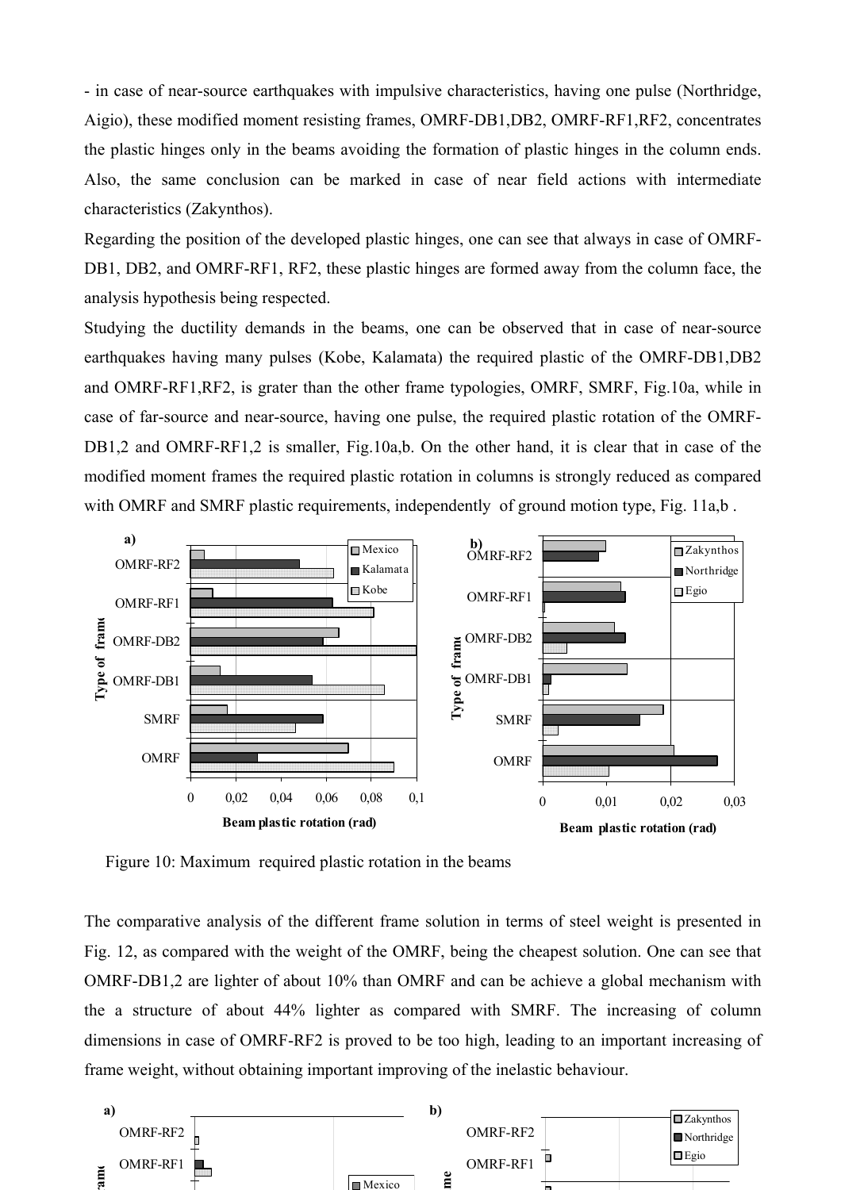- in case of near-source earthquakes with impulsive characteristics, having one pulse (Northridge, Aigio), these modified moment resisting frames, OMRF-DB1,DB2, OMRF-RF1,RF2, concentrates the plastic hinges only in the beams avoiding the formation of plastic hinges in the column ends. Also, the same conclusion can be marked in case of near field actions with intermediate characteristics (Zakynthos).

Regarding the position of the developed plastic hinges, one can see that always in case of OMRF-DB1, DB2, and OMRF-RF1, RF2, these plastic hinges are formed away from the column face, the analysis hypothesis being respected.

Studying the ductility demands in the beams, one can be observed that in case of near-source earthquakes having many pulses (Kobe, Kalamata) the required plastic of the OMRF-DB1,DB2 and OMRF-RF1,RF2, is grater than the other frame typologies, OMRF, SMRF, Fig.10a, while in case of far-source and near-source, having one pulse, the required plastic rotation of the OMRF-DB1,2 and OMRF-RF1,2 is smaller, Fig.10a,b. On the other hand, it is clear that in case of the modified moment frames the required plastic rotation in columns is strongly reduced as compared with OMRF and SMRF plastic requirements, independently of ground motion type, Fig. 11a,b .

Figure 10: Maximum required plastic rotation in the beams

The comparative analysis of the different frame solution in terms of steel weight is presented in Fig. 12, as compared with the weight of the OMRF, being the cheapest solution. One can see that OMRF-DB1,2 are lighter of about 10% than OMRF and can be achieve a global mechanism with the a structure of about 44% lighter as compared with SMRF. The increasing of column dimensions in case of OMRF-RF2 is proved to be too high, leading to an important increasing of frame weight, without obtaining important improving of the inelastic behaviour.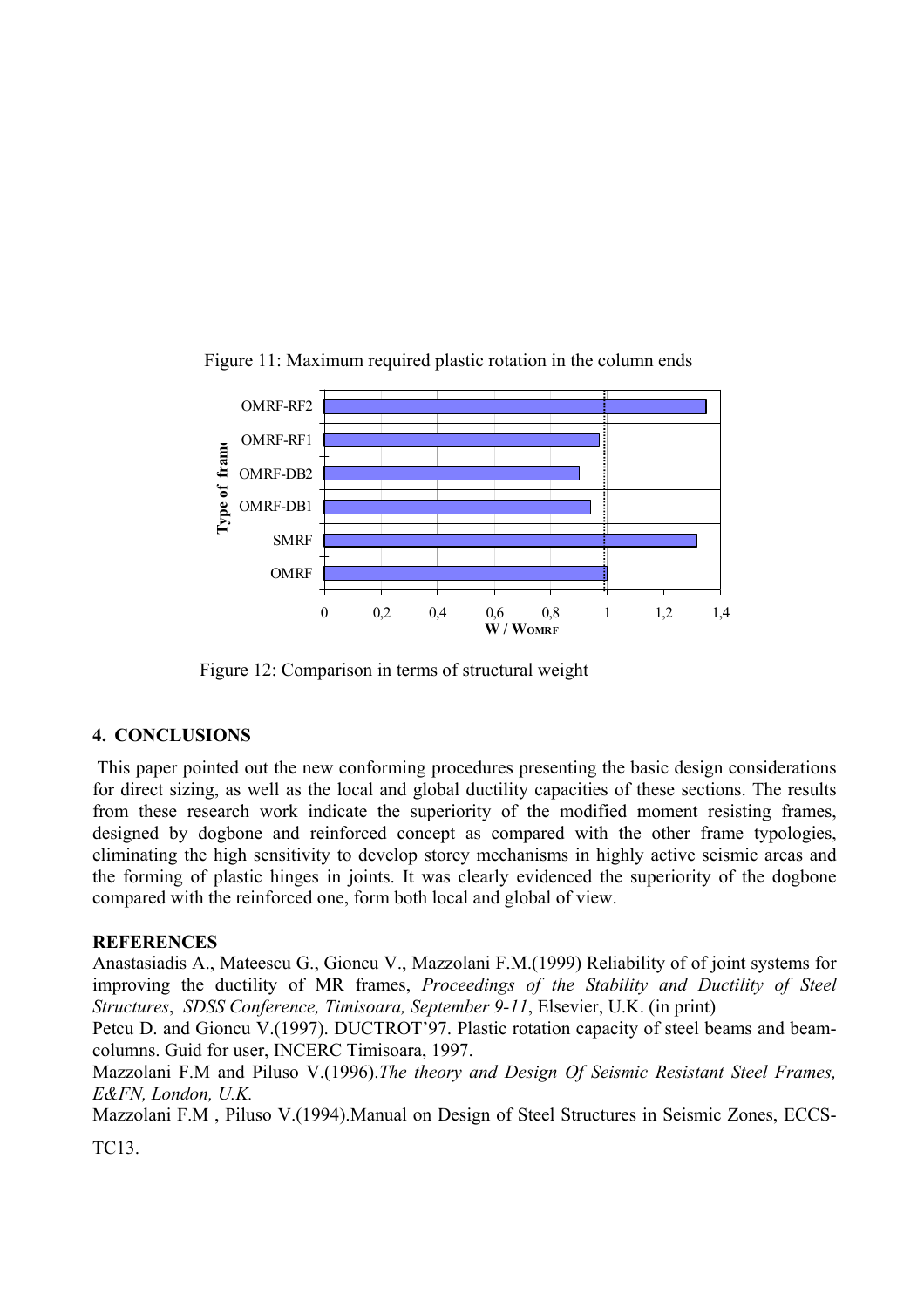Figure 11: Maximum required plastic rotation in the column ends

Type of frame

OMRF-RF2

OMRF-RF1

OMRF-DB2

OMRF-DB1

SMRF

OMRF

0 0,2 0,4 0,6 0,8 1 1,2 1,4

W / WOMRF

Figure 12: Comparison in terms of structural weight

## 4. CONCLUSIONS

This paper pointed out the new conforming procedures presenting the basic design considerations for direct sizing, as well as the local and global ductility capacities of these sections. The results from these research work indicate the superiority of the modified moment resisting frames, designed by dogbone and reinforced concept as compared with the other frame typologies, eliminating the high sensitivity to develop storey mechanisms in highly active seismic areas and the forming of plastic hinges in joints. It was clearly evidenced the superiority of the dogbone compared with the reinforced one, form both local and global of view.

**REFERENCES**

Anastasiadis A., Mateescu G., Gioncu V., Mazzolani F.M.(1999) Reliability of of joint systems for improving the ductility of MR frames, *Proceedings of the Stability and Ductility of Steel Structures*, *SDSS Conference, Timisoara, September 9-11*, Elsevier, U.K. (in print)

Petcu D. and Gioncu V.(1997). DUCTROT'97. Plastic rotation capacity of steel beams and beam-columns. Guid for user, INCERC Timisoara, 1997.

Mazzolani F.M and Piluso V.(1996).*The theory and Design Of Seismic Resistant Steel Frames, E&FN, London, U.K.*

Mazzolani F.M , Piluso V.(1994).Manual on Design of Steel Structures in Seismic Zones, ECCS-TC13.